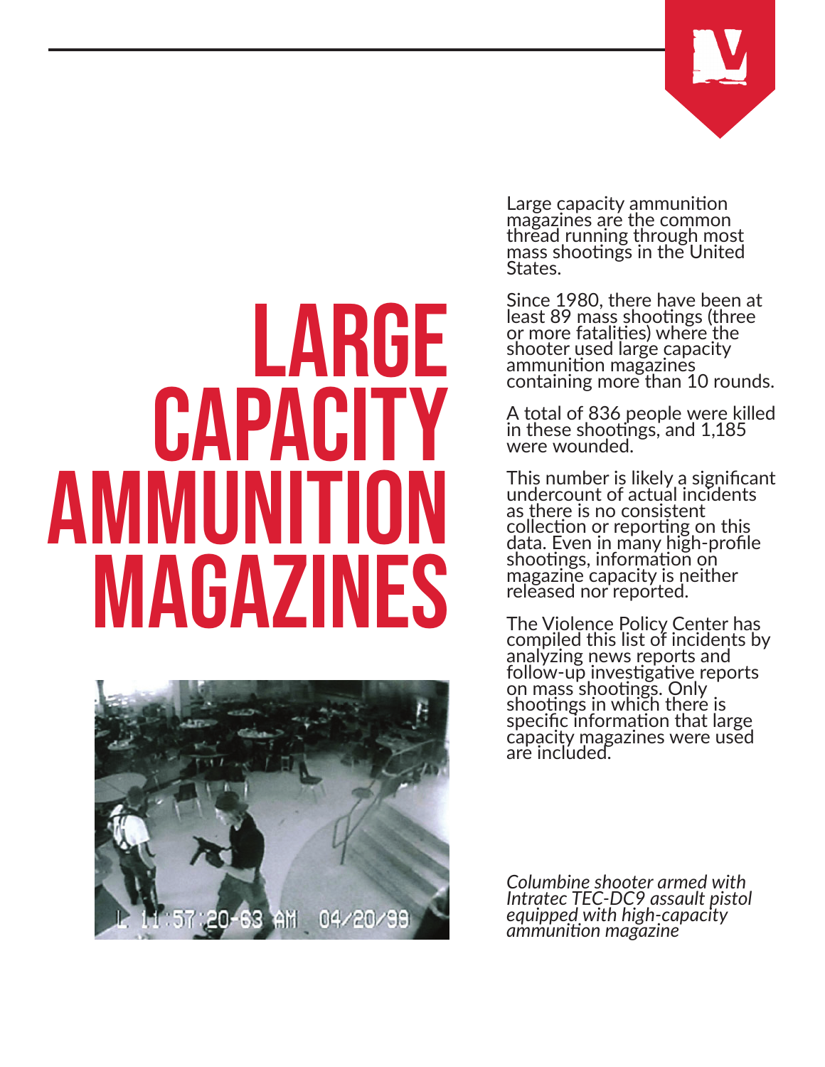# LARGE CAPACITY AMMUNITION MAGAZINES

Large capacity ammunition magazines are the common thread running through most mass shootings in the United States.

Since 1980, there have been at least 89 mass shootings (three or more fatalities) where the shooter used large capacity ammunition magazines containing more than 10 rounds.

A total of 836 people were killed in these shootings, and 1,185 were wounded.

This number is likely a significant undercount of actual incidents as there is no consistent collection or reporting on this data. Even in many high-profile shootings, information on magazine capacity is neither released nor reported.

The Violence Policy Center has compiled this list of incidents by analyzing news reports and follow-up investigative reports on mass shootings. Only shootings in which there is specific information that large capacity magazines were used are included.

*Columbine shooter armed with Intratec TEC-DC9 assault pistol equipped with high-capacity ammunition magazine*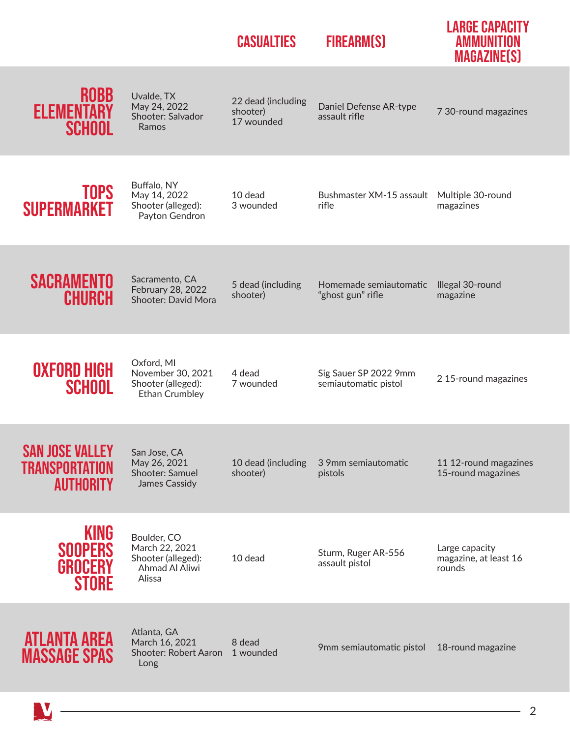| | | CASUALTIES | FIREARM(S) | LARGE CAPACITY AMMUNITION MAGAZINE(S) |
|---|---|---|---|---|
| **ROBB ELEMENTARY SCHOOL** | Uvalde, TX May 24, 2022 Shooter: Salvador Ramos | 22 dead (including shooter) 17 wounded | Daniel Defense AR-type assault rifle | 7 30-round magazines |
| **TOPS SUPERMARKET** | Buffalo, NY May 14, 2022 Shooter (alleged): Payton Gendron | 10 dead 3 wounded | Bushmaster XM-15 assault rifle | Multiple 30-round magazines |
| **SACRAMENTO CHURCH** | Sacramento, CA February 28, 2022 Shooter: David Mora | 5 dead (including shooter) | Homemade semiautomatic "ghost gun" rifle | Illegal 30-round magazine |
| **OXFORD HIGH SCHOOL** | Oxford, MI November 30, 2021 Shooter (alleged): Ethan Crumbley | 4 dead 7 wounded | Sig Sauer SP 2022 9mm semiautomatic pistol | 2 15-round magazines |
| **SAN JOSE VALLEY TRANSPORTATION AUTHORITY** | San Jose, CA May 26, 2021 Shooter: Samuel James Cassidy | 10 dead (including shooter) | 3 9mm semiautomatic pistols | 11 12-round magazines 15-round magazines |
| **KING SOOPERS GROCERY STORE** | Boulder, CO March 22, 2021 Shooter (alleged): Ahmad Al Aliwi Alissa | 10 dead | Sturm, Ruger AR-556 assault pistol | Large capacity magazine, at least 16 rounds |
| **ATLANTA AREA MASSAGE SPAS** | Atlanta, GA March 16, 2021 Shooter: Robert Aaron Long | 8 dead 1 wounded | 9mm semiautomatic pistol | 18-round magazine |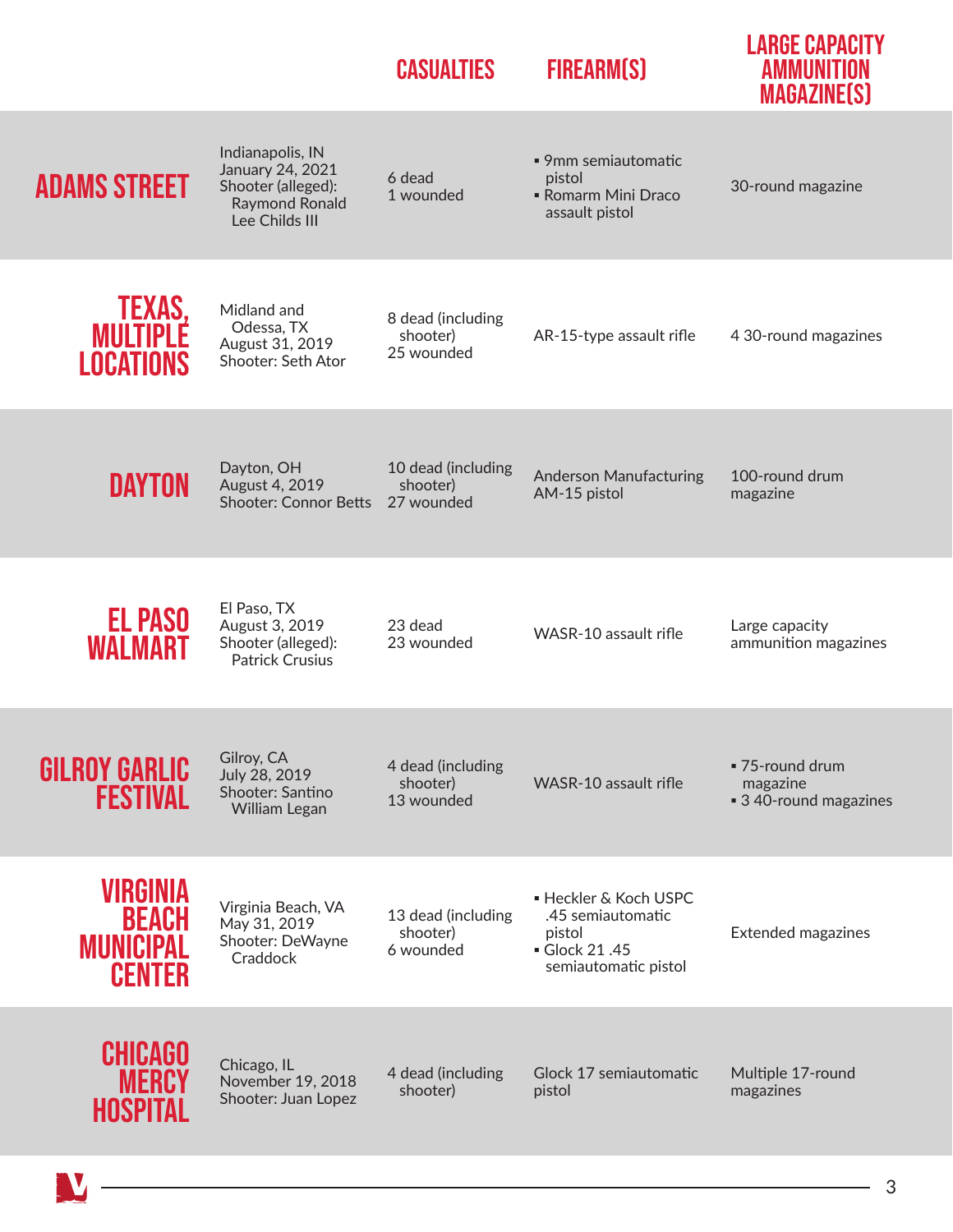| | | CASUALTIES | FIREARM(S) | LARGE CAPACITY AMMUNITION MAGAZINE(S) |
|---|---|---|---|---|
| **ADAMS STREET** | Indianapolis, IN<br>January 24, 2021<br>Shooter (alleged): Raymond Ronald Lee Childs III | 6 dead<br>1 wounded | ▪ 9mm semiautomatic pistol<br>▪ Romarm Mini Draco assault pistol | 30-round magazine |
| **TEXAS, MULTIPLE LOCATIONS** | Midland and Odessa, TX<br>August 31, 2019<br>Shooter: Seth Ator | 8 dead (including shooter)<br>25 wounded | AR-15-type assault rifle | 4 30-round magazines |
| **DAYTON** | Dayton, OH<br>August 4, 2019<br>Shooter: Connor Betts | 10 dead (including shooter)<br>27 wounded | Anderson Manufacturing AM-15 pistol | 100-round drum magazine |
| **EL PASO WALMART** | El Paso, TX<br>August 3, 2019<br>Shooter (alleged): Patrick Crusius | 23 dead<br>23 wounded | WASR-10 assault rifle | Large capacity ammunition magazines |
| **GILROY GARLIC FESTIVAL** | Gilroy, CA<br>July 28, 2019<br>Shooter: Santino William Legan | 4 dead (including shooter)<br>13 wounded | WASR-10 assault rifle | ▪ 75-round drum magazine<br>▪ 3 40-round magazines |
| **VIRGINIA BEACH MUNICIPAL CENTER** | Virginia Beach, VA<br>May 31, 2019<br>Shooter: DeWayne Craddock | 13 dead (including shooter)<br>6 wounded | ▪ Heckler & Koch USPC .45 semiautomatic pistol<br>▪ Glock 21 .45 semiautomatic pistol | Extended magazines |
| **CHICAGO MERCY HOSPITAL** | Chicago, IL<br>November 19, 2018<br>Shooter: Juan Lopez | 4 dead (including shooter) | Glock 17 semiautomatic pistol | Multiple 17-round magazines |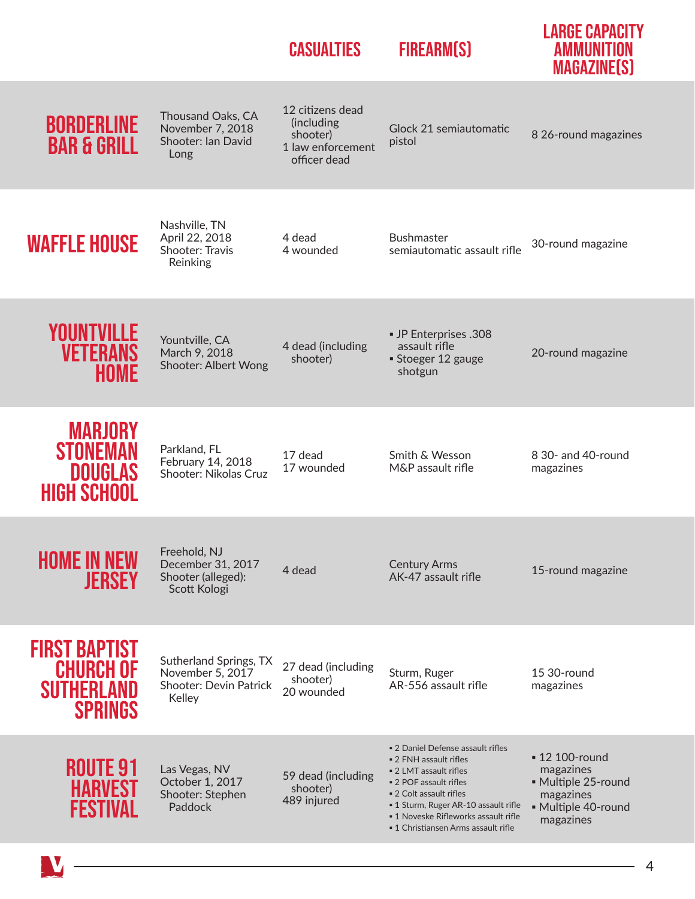| | | CASUALTIES | FIREARM(S) | LARGE CAPACITY AMMUNITION MAGAZINE(S) |
|---|---|---|---|---|
| **BORDERLINE BAR & GRILL** | Thousand Oaks, CA<br>November 7, 2018<br>Shooter: Ian David Long | 12 citizens dead (including shooter)<br>1 law enforcement officer dead | Glock 21 semiautomatic pistol | 8 26-round magazines |
| **WAFFLE HOUSE** | Nashville, TN<br>April 22, 2018<br>Shooter: Travis Reinking | 4 dead<br>4 wounded | Bushmaster semiautomatic assault rifle | 30-round magazine |
| **YOUNTVILLE VETERANS HOME** | Yountville, CA<br>March 9, 2018<br>Shooter: Albert Wong | 4 dead (including shooter) | ▪ JP Enterprises .308 assault rifle<br>▪ Stoeger 12 gauge shotgun | 20-round magazine |
| **MARJORY STONEMAN DOUGLAS HIGH SCHOOL** | Parkland, FL<br>February 14, 2018<br>Shooter: Nikolas Cruz | 17 dead<br>17 wounded | Smith & Wesson M&P assault rifle | 8 30- and 40-round magazines |
| **HOME IN NEW JERSEY** | Freehold, NJ<br>December 31, 2017<br>Shooter (alleged): Scott Kologi | 4 dead | Century Arms AK-47 assault rifle | 15-round magazine |
| **FIRST BAPTIST CHURCH OF SUTHERLAND SPRINGS** | Sutherland Springs, TX<br>November 5, 2017<br>Shooter: Devin Patrick Kelley | 27 dead (including shooter)<br>20 wounded | Sturm, Ruger AR-556 assault rifle | 15 30-round magazines |
| **ROUTE 91 HARVEST FESTIVAL** | Las Vegas, NV<br>October 1, 2017<br>Shooter: Stephen Paddock | 59 dead (including shooter)<br>489 injured | ▪ 2 Daniel Defense assault rifles<br>▪ 2 FNH assault rifles<br>▪ 2 LMT assault rifles<br>▪ 2 POF assault rifles<br>▪ 2 Colt assault rifles<br>▪ 1 Sturm, Ruger AR-10 assault rifle<br>▪ 1 Noveske Rifleworks assault rifle<br>▪ 1 Christiansen Arms assault rifle | ▪ 12 100-round magazines<br>▪ Multiple 25-round magazines<br>▪ Multiple 40-round magazines |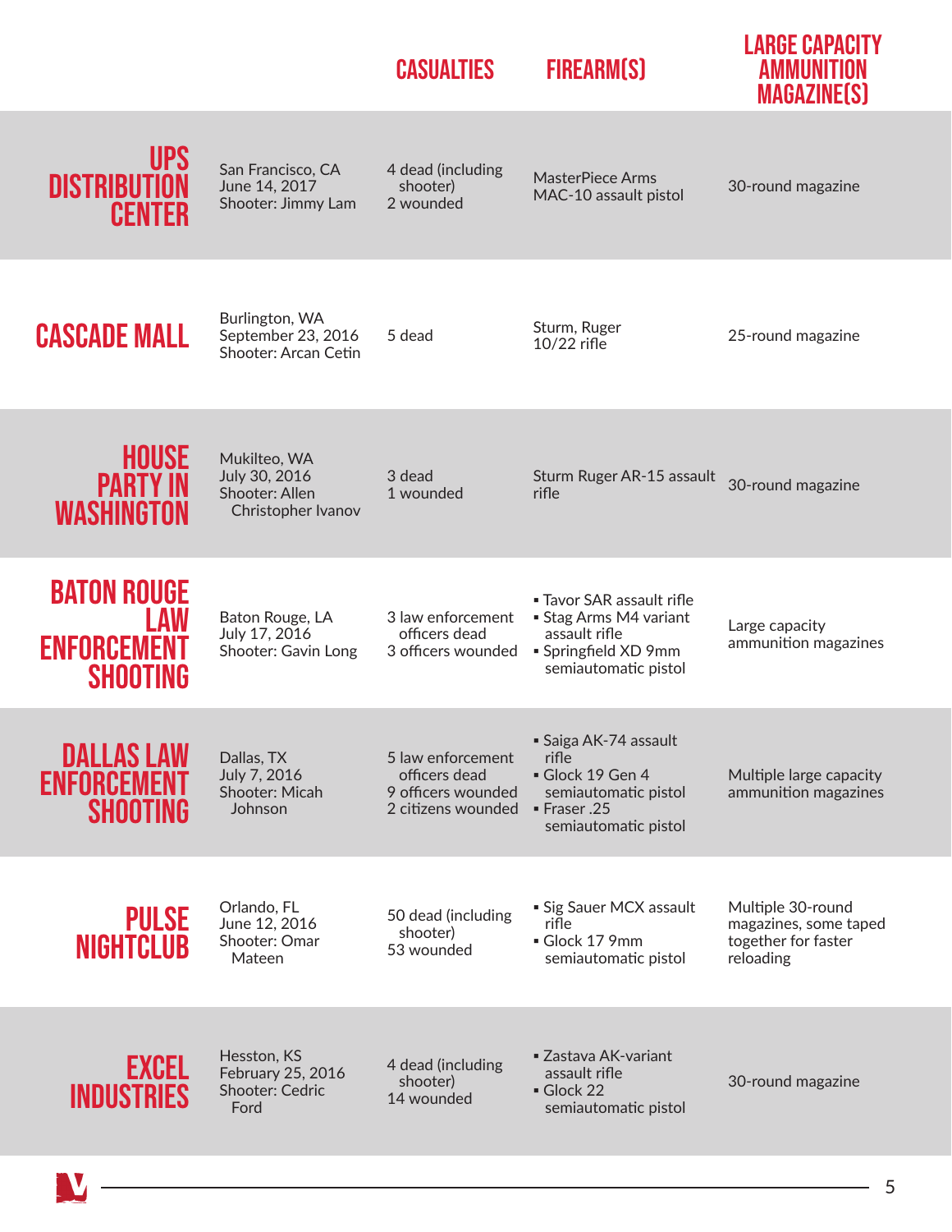| | | Casualties | Firearm(s) | Large Capacity Ammunition Magazine(s) |
|---|---|---|---|---|
| **UPS Distribution Center** | San Francisco, CA<br>June 14, 2017<br>Shooter: Jimmy Lam | 4 dead (including shooter)<br>2 wounded | MasterPiece Arms MAC-10 assault pistol | 30-round magazine |
| **Cascade Mall** | Burlington, WA<br>September 23, 2016<br>Shooter: Arcan Cetin | 5 dead | Sturm, Ruger 10/22 rifle | 25-round magazine |
| **House Party in Washington** | Mukilteo, WA<br>July 30, 2016<br>Shooter: Allen Christopher Ivanov | 3 dead<br>1 wounded | Sturm Ruger AR-15 assault rifle | 30-round magazine |
| **Baton Rouge Law Enforcement Shooting** | Baton Rouge, LA<br>July 17, 2016<br>Shooter: Gavin Long | 3 law enforcement officers dead<br>3 officers wounded | ▪ Tavor SAR assault rifle<br>▪ Stag Arms M4 variant assault rifle<br>▪ Springfield XD 9mm semiautomatic pistol | Large capacity ammunition magazines |
| **Dallas Law Enforcement Shooting** | Dallas, TX<br>July 7, 2016<br>Shooter: Micah Johnson | 5 law enforcement officers dead<br>9 officers wounded<br>2 citizens wounded | ▪ Saiga AK-74 assault rifle<br>▪ Glock 19 Gen 4 semiautomatic pistol<br>▪ Fraser .25 semiautomatic pistol | Multiple large capacity ammunition magazines |
| **Pulse Nightclub** | Orlando, FL<br>June 12, 2016<br>Shooter: Omar Mateen | 50 dead (including shooter)<br>53 wounded | ▪ Sig Sauer MCX assault rifle<br>▪ Glock 17 9mm semiautomatic pistol | Multiple 30-round magazines, some taped together for faster reloading |
| **Excel Industries** | Hesston, KS<br>February 25, 2016<br>Shooter: Cedric Ford | 4 dead (including shooter)<br>14 wounded | ▪ Zastava AK-variant assault rifle<br>▪ Glock 22 semiautomatic pistol | 30-round magazine |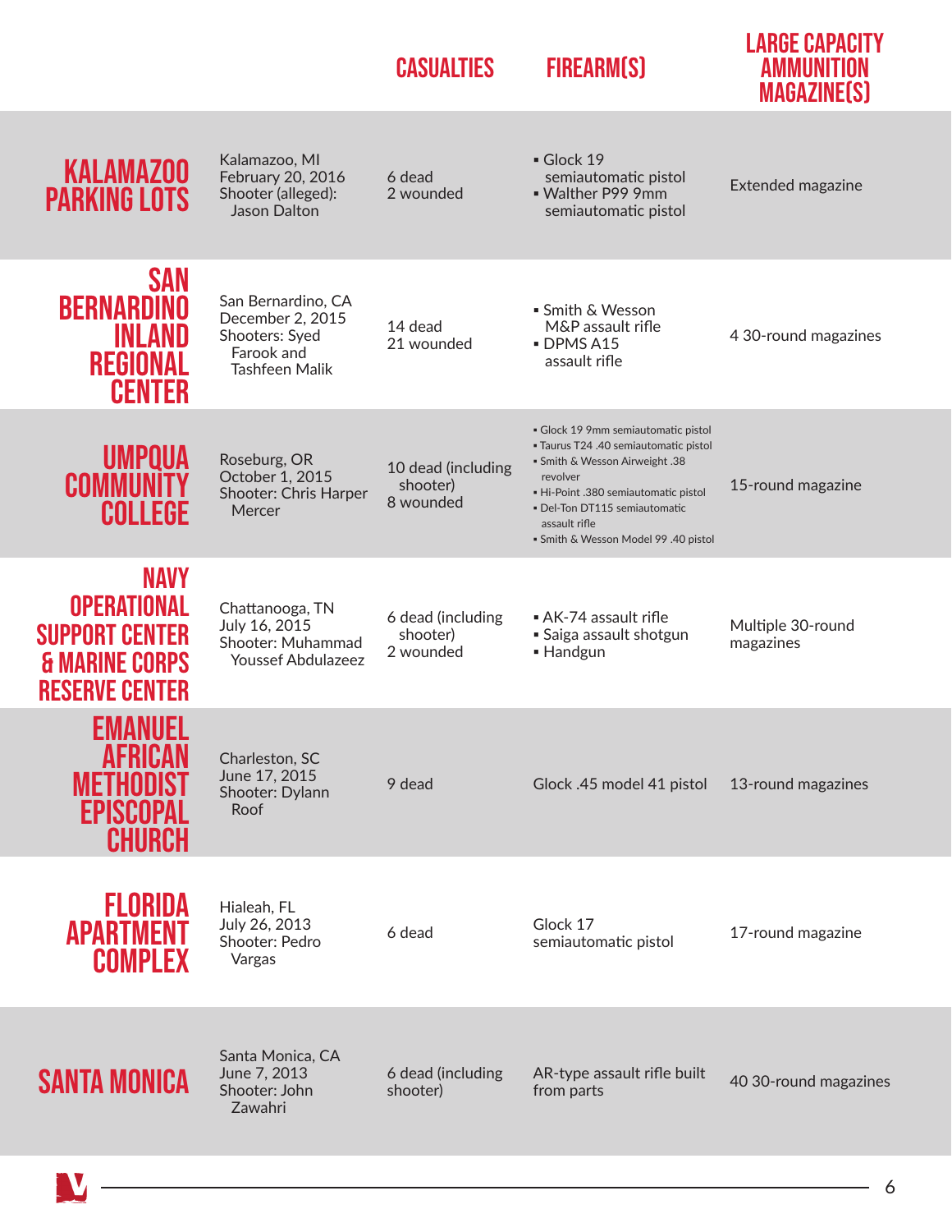| | | CASUALTIES | FIREARM(S) | LARGE CAPACITY AMMUNITION MAGAZINE(S) |
|---|---|---|---|---|
| **KALAMAZOO PARKING LOTS** | Kalamazoo, MI<br>February 20, 2016<br>Shooter (alleged): Jason Dalton | 6 dead<br>2 wounded | ▪ Glock 19 semiautomatic pistol<br>▪ Walther P99 9mm semiautomatic pistol | Extended magazine |
| **SAN BERNARDINO INLAND REGIONAL CENTER** | San Bernardino, CA<br>December 2, 2015<br>Shooters: Syed Farook and Tashfeen Malik | 14 dead<br>21 wounded | ▪ Smith & Wesson M&P assault rifle<br>▪ DPMS A15 assault rifle | 4 30-round magazines |
| **UMPQUA COMMUNITY COLLEGE** | Roseburg, OR<br>October 1, 2015<br>Shooter: Chris Harper Mercer | 10 dead (including shooter)<br>8 wounded | ▪ Glock 19 9mm semiautomatic pistol<br>▪ Taurus T24 .40 semiautomatic pistol<br>▪ Smith & Wesson Airweight .38 revolver<br>▪ Hi-Point .380 semiautomatic pistol<br>▪ Del-Ton DT115 semiautomatic assault rifle<br>▪ Smith & Wesson Model 99 .40 pistol | 15-round magazine |
| **NAVY OPERATIONAL SUPPORT CENTER & MARINE CORPS RESERVE CENTER** | Chattanooga, TN<br>July 16, 2015<br>Shooter: Muhammad Youssef Abdulazeez | 6 dead (including shooter)<br>2 wounded | ▪ AK-74 assault rifle<br>▪ Saiga assault shotgun<br>▪ Handgun | Multiple 30-round magazines |
| **EMANUEL AFRICAN METHODIST EPISCOPAL CHURCH** | Charleston, SC<br>June 17, 2015<br>Shooter: Dylann Roof | 9 dead | Glock .45 model 41 pistol | 13-round magazines |
| **FLORIDA APARTMENT COMPLEX** | Hialeah, FL<br>July 26, 2013<br>Shooter: Pedro Vargas | 6 dead | Glock 17 semiautomatic pistol | 17-round magazine |
| **SANTA MONICA** | Santa Monica, CA<br>June 7, 2013<br>Shooter: John Zawahri | 6 dead (including shooter) | AR-type assault rifle built from parts | 40 30-round magazines |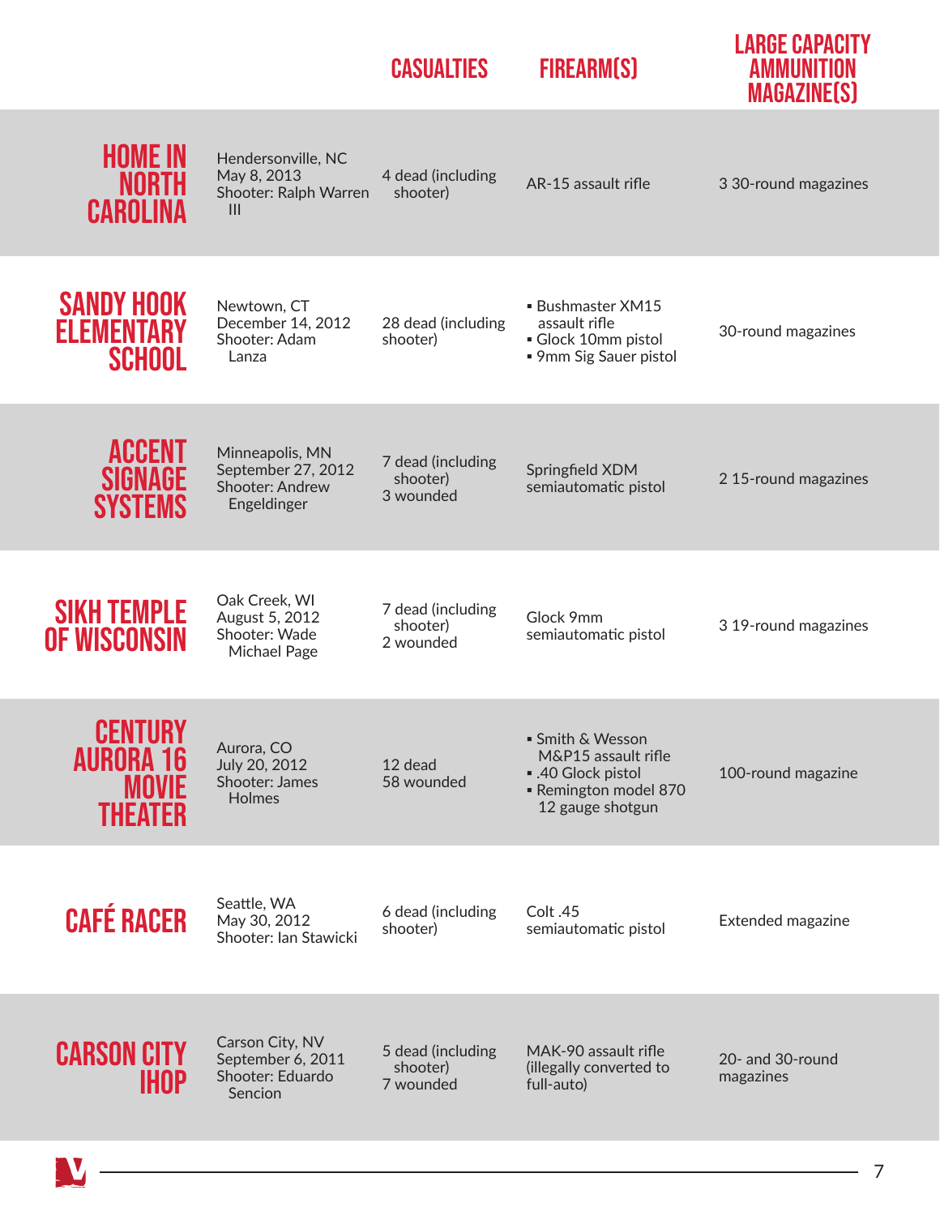| | | CASUALTIES | FIREARM(S) | LARGE CAPACITY AMMUNITION MAGAZINE(S) |
|---|---|---|---|---|
| **HOME IN NORTH CAROLINA** | Hendersonville, NC<br>May 8, 2013<br>Shooter: Ralph Warren III | 4 dead (including shooter) | AR-15 assault rifle | 3 30-round magazines |
| **SANDY HOOK ELEMENTARY SCHOOL** | Newtown, CT<br>December 14, 2012<br>Shooter: Adam Lanza | 28 dead (including shooter) | ▪ Bushmaster XM15 assault rifle<br>▪ Glock 10mm pistol<br>▪ 9mm Sig Sauer pistol | 30-round magazines |
| **ACCENT SIGNAGE SYSTEMS** | Minneapolis, MN<br>September 27, 2012<br>Shooter: Andrew Engeldinger | 7 dead (including shooter)<br>3 wounded | Springfield XDM semiautomatic pistol | 2 15-round magazines |
| **SIKH TEMPLE OF WISCONSIN** | Oak Creek, WI<br>August 5, 2012<br>Shooter: Wade Michael Page | 7 dead (including shooter)<br>2 wounded | Glock 9mm semiautomatic pistol | 3 19-round magazines |
| **CENTURY AURORA 16 MOVIE THEATER** | Aurora, CO<br>July 20, 2012<br>Shooter: James Holmes | 12 dead<br>58 wounded | ▪ Smith & Wesson M&P15 assault rifle<br>▪ .40 Glock pistol<br>▪ Remington model 870 12 gauge shotgun | 100-round magazine |
| **CAFÉ RACER** | Seattle, WA<br>May 30, 2012<br>Shooter: Ian Stawicki | 6 dead (including shooter) | Colt .45 semiautomatic pistol | Extended magazine |
| **CARSON CITY IHOP** | Carson City, NV<br>September 6, 2011<br>Shooter: Eduardo Sencion | 5 dead (including shooter)<br>7 wounded | MAK-90 assault rifle (illegally converted to full-auto) | 20- and 30-round magazines |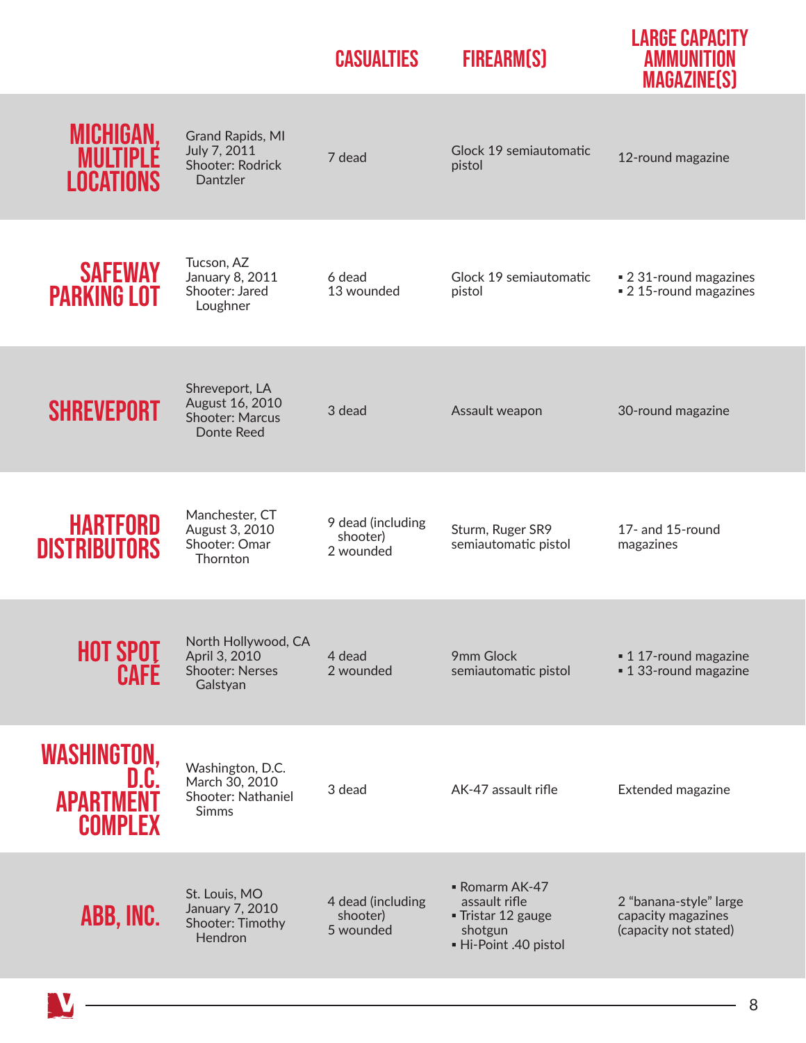| | | Casualties | Firearm(s) | Large Capacity Ammunition Magazine(s) |
|---|---|---|---|---|
| **Michigan, Multiple Locations** | Grand Rapids, MI<br>July 7, 2011<br>Shooter: Rodrick Dantzler | 7 dead | Glock 19 semiautomatic pistol | 12-round magazine |
| **Safeway Parking Lot** | Tucson, AZ<br>January 8, 2011<br>Shooter: Jared Loughner | 6 dead<br>13 wounded | Glock 19 semiautomatic pistol | ▪ 2 31-round magazines<br>▪ 2 15-round magazines |
| **Shreveport** | Shreveport, LA<br>August 16, 2010<br>Shooter: Marcus Donte Reed | 3 dead | Assault weapon | 30-round magazine |
| **Hartford Distributors** | Manchester, CT<br>August 3, 2010<br>Shooter: Omar Thornton | 9 dead (including shooter)<br>2 wounded | Sturm, Ruger SR9 semiautomatic pistol | 17- and 15-round magazines |
| **Hot Spot Café** | North Hollywood, CA<br>April 3, 2010<br>Shooter: Nerses Galstyan | 4 dead<br>2 wounded | 9mm Glock semiautomatic pistol | ▪ 1 17-round magazine<br>▪ 1 33-round magazine |
| **Washington, D.C. Apartment Complex** | Washington, D.C.<br>March 30, 2010<br>Shooter: Nathaniel Simms | 3 dead | AK-47 assault rifle | Extended magazine |
| **ABB, Inc.** | St. Louis, MO<br>January 7, 2010<br>Shooter: Timothy Hendron | 4 dead (including shooter)<br>5 wounded | ▪ Romarm AK-47 assault rifle<br>▪ Tristar 12 gauge shotgun<br>▪ Hi-Point .40 pistol | 2 "banana-style" large capacity magazines (capacity not stated) |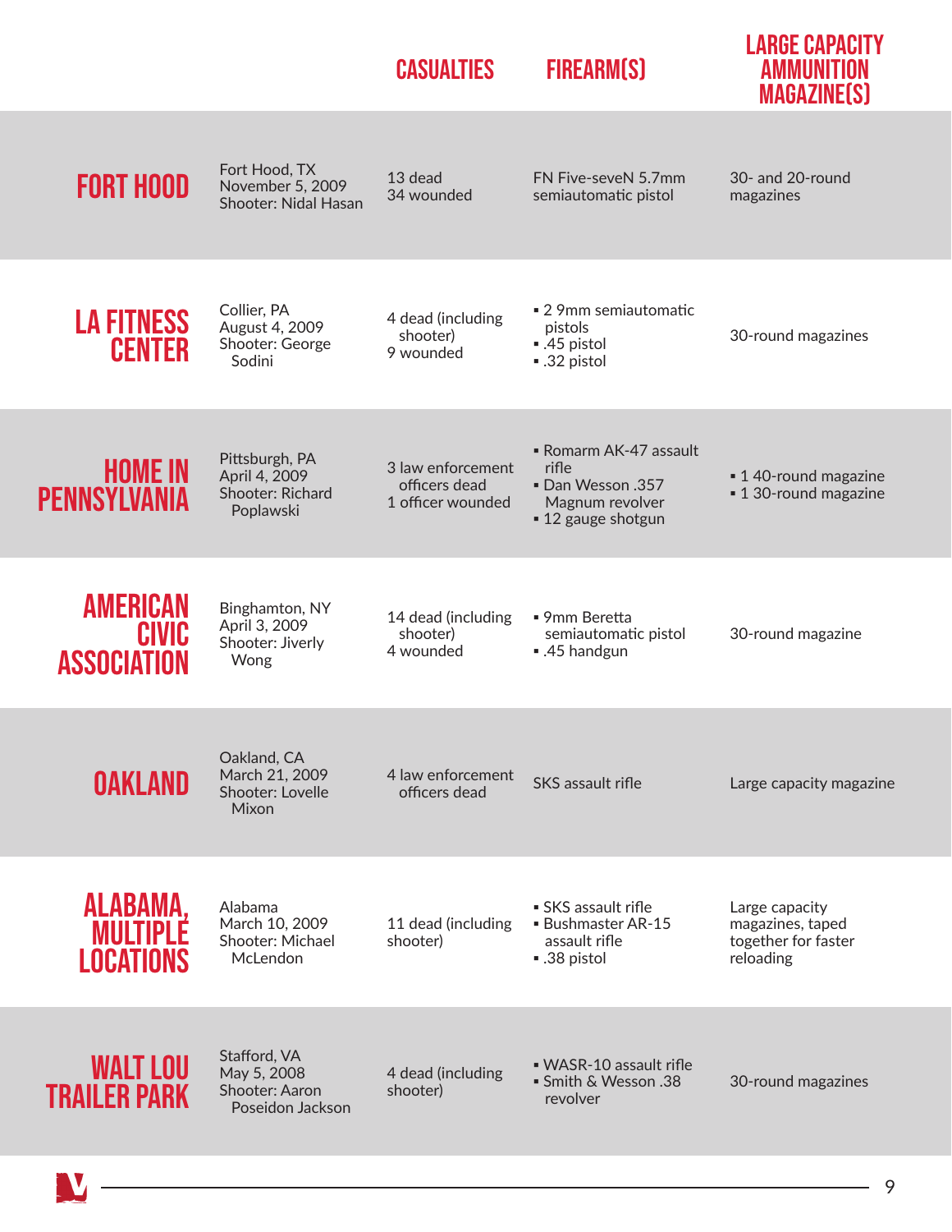| | | CASUALTIES | FIREARM(S) | LARGE CAPACITY AMMUNITION MAGAZINE(S) |
|---|---|---|---|---|
| **FORT HOOD** | Fort Hood, TX<br>November 5, 2009<br>Shooter: Nidal Hasan | 13 dead<br>34 wounded | FN Five-seveN 5.7mm semiautomatic pistol | 30- and 20-round magazines |
| **LA FITNESS CENTER** | Collier, PA<br>August 4, 2009<br>Shooter: George Sodini | 4 dead (including shooter)<br>9 wounded | ▪ 2 9mm semiautomatic pistols<br>▪ .45 pistol<br>▪ .32 pistol | 30-round magazines |
| **HOME IN PENNSYLVANIA** | Pittsburgh, PA<br>April 4, 2009<br>Shooter: Richard Poplawski | 3 law enforcement officers dead<br>1 officer wounded | ▪ Romarm AK-47 assault rifle<br>▪ Dan Wesson .357 Magnum revolver<br>▪ 12 gauge shotgun | ▪ 1 40-round magazine<br>▪ 1 30-round magazine |
| **AMERICAN CIVIC ASSOCIATION** | Binghamton, NY<br>April 3, 2009<br>Shooter: Jiverly Wong | 14 dead (including shooter)<br>4 wounded | ▪ 9mm Beretta semiautomatic pistol<br>▪ .45 handgun | 30-round magazine |
| **OAKLAND** | Oakland, CA<br>March 21, 2009<br>Shooter: Lovelle Mixon | 4 law enforcement officers dead | SKS assault rifle | Large capacity magazine |
| **ALABAMA, MULTIPLE LOCATIONS** | Alabama<br>March 10, 2009<br>Shooter: Michael McLendon | 11 dead (including shooter) | ▪ SKS assault rifle<br>▪ Bushmaster AR-15 assault rifle<br>▪ .38 pistol | Large capacity magazines, taped together for faster reloading |
| **WALT LOU TRAILER PARK** | Stafford, VA<br>May 5, 2008<br>Shooter: Aaron Poseidon Jackson | 4 dead (including shooter) | ▪ WASR-10 assault rifle<br>▪ Smith & Wesson .38 revolver | 30-round magazines |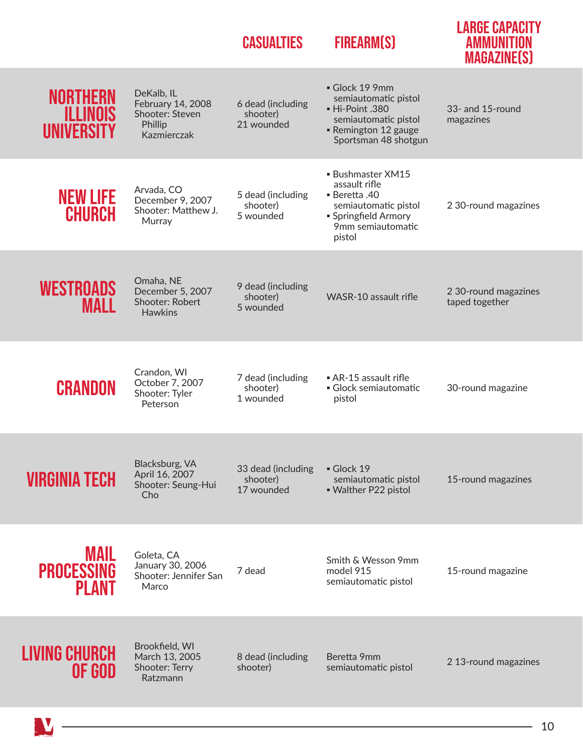| | | CASUALTIES | FIREARM(S) | LARGE CAPACITY AMMUNITION MAGAZINE(S) |
|---|---|---|---|---|
| NORTHERN ILLINOIS UNIVERSITY | DeKalb, IL<br>February 14, 2008<br>Shooter: Steven Phillip Kazmierczak | 6 dead (including shooter)<br>21 wounded | ▪ Glock 19 9mm semiautomatic pistol<br>▪ Hi-Point .380 semiautomatic pistol<br>▪ Remington 12 gauge Sportsman 48 shotgun | 33- and 15-round magazines |
| NEW LIFE CHURCH | Arvada, CO<br>December 9, 2007<br>Shooter: Matthew J. Murray | 5 dead (including shooter)<br>5 wounded | ▪ Bushmaster XM15 assault rifle<br>▪ Beretta .40 semiautomatic pistol<br>▪ Springfield Armory 9mm semiautomatic pistol | 2 30-round magazines |
| WESTROADS MALL | Omaha, NE<br>December 5, 2007<br>Shooter: Robert Hawkins | 9 dead (including shooter)<br>5 wounded | WASR-10 assault rifle | 2 30-round magazines taped together |
| CRANDON | Crandon, WI<br>October 7, 2007<br>Shooter: Tyler Peterson | 7 dead (including shooter)<br>1 wounded | ▪ AR-15 assault rifle<br>▪ Glock semiautomatic pistol | 30-round magazine |
| VIRGINIA TECH | Blacksburg, VA<br>April 16, 2007<br>Shooter: Seung-Hui Cho | 33 dead (including shooter)<br>17 wounded | ▪ Glock 19 semiautomatic pistol<br>▪ Walther P22 pistol | 15-round magazines |
| MAIL PROCESSING PLANT | Goleta, CA<br>January 30, 2006<br>Shooter: Jennifer San Marco | 7 dead | Smith & Wesson 9mm model 915 semiautomatic pistol | 15-round magazine |
| LIVING CHURCH OF GOD | Brookfield, WI<br>March 13, 2005<br>Shooter: Terry Ratzmann | 8 dead (including shooter) | Beretta 9mm semiautomatic pistol | 2 13-round magazines |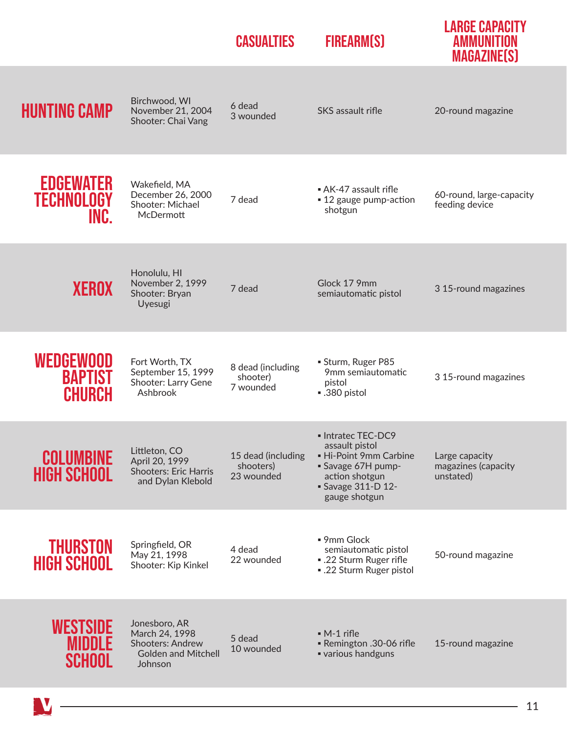| | | CASUALTIES | FIREARM(S) | LARGE CAPACITY AMMUNITION MAGAZINE(S) |
|---|---|---|---|---|
| **HUNTING CAMP** | Birchwood, WI<br>November 21, 2004<br>Shooter: Chai Vang | 6 dead<br>3 wounded | SKS assault rifle | 20-round magazine |
| **EDGEWATER TECHNOLOGY INC.** | Wakefield, MA<br>December 26, 2000<br>Shooter: Michael McDermott | 7 dead | ▪ AK-47 assault rifle<br>▪ 12 gauge pump-action shotgun | 60-round, large-capacity feeding device |
| **XEROX** | Honolulu, HI<br>November 2, 1999<br>Shooter: Bryan Uyesugi | 7 dead | Glock 17 9mm semiautomatic pistol | 3 15-round magazines |
| **WEDGEWOOD BAPTIST CHURCH** | Fort Worth, TX<br>September 15, 1999<br>Shooter: Larry Gene Ashbrook | 8 dead (including shooter)<br>7 wounded | ▪ Sturm, Ruger P85 9mm semiautomatic pistol<br>▪ .380 pistol | 3 15-round magazines |
| **COLUMBINE HIGH SCHOOL** | Littleton, CO<br>April 20, 1999<br>Shooters: Eric Harris and Dylan Klebold | 15 dead (including shooters)<br>23 wounded | ▪ Intratec TEC-DC9 assault pistol<br>▪ Hi-Point 9mm Carbine<br>▪ Savage 67H pump-action shotgun<br>▪ Savage 311-D 12-gauge shotgun | Large capacity magazines (capacity unstated) |
| **THURSTON HIGH SCHOOL** | Springfield, OR<br>May 21, 1998<br>Shooter: Kip Kinkel | 4 dead<br>22 wounded | ▪ 9mm Glock semiautomatic pistol<br>▪ .22 Sturm Ruger rifle<br>▪ .22 Sturm Ruger pistol | 50-round magazine |
| **WESTSIDE MIDDLE SCHOOL** | Jonesboro, AR<br>March 24, 1998<br>Shooters: Andrew Golden and Mitchell Johnson | 5 dead<br>10 wounded | ▪ M-1 rifle<br>▪ Remington .30-06 rifle<br>▪ various handguns | 15-round magazine |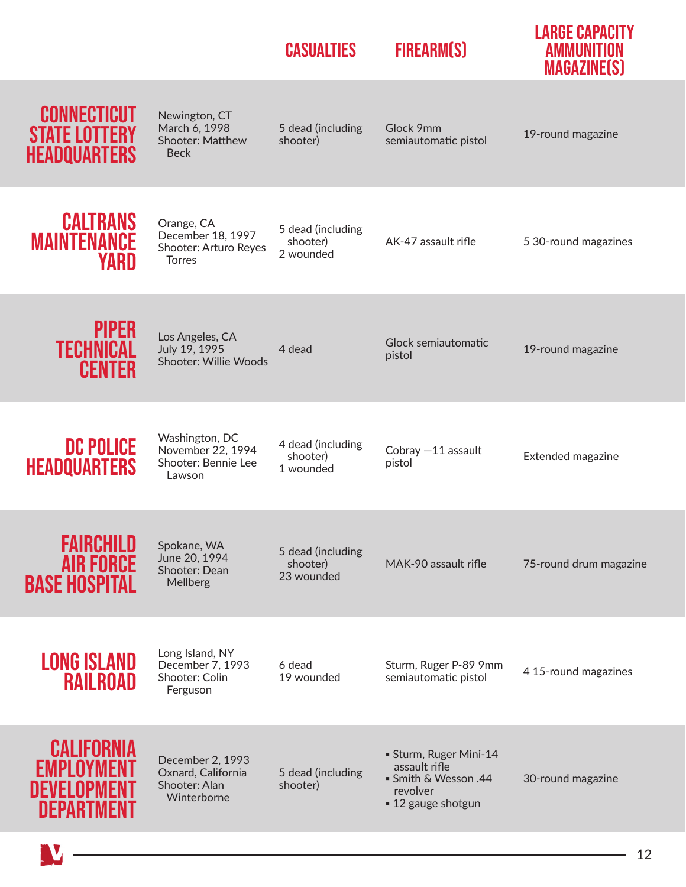| | | Casualties | Firearm(s) | Large Capacity Ammunition Magazine(s) |
|---|---|---|---|---|
| **Connecticut State Lottery Headquarters** | Newington, CT<br>March 6, 1998<br>Shooter: Matthew Beck | 5 dead (including shooter) | Glock 9mm semiautomatic pistol | 19-round magazine |
| **Caltrans Maintenance Yard** | Orange, CA<br>December 18, 1997<br>Shooter: Arturo Reyes Torres | 5 dead (including shooter)<br>2 wounded | AK-47 assault rifle | 5 30-round magazines |
| **Piper Technical Center** | Los Angeles, CA<br>July 19, 1995<br>Shooter: Willie Woods | 4 dead | Glock semiautomatic pistol | 19-round magazine |
| **DC Police Headquarters** | Washington, DC<br>November 22, 1994<br>Shooter: Bennie Lee Lawson | 4 dead (including shooter)<br>1 wounded | Cobray —11 assault pistol | Extended magazine |
| **Fairchild Air Force Base Hospital** | Spokane, WA<br>June 20, 1994<br>Shooter: Dean Mellberg | 5 dead (including shooter)<br>23 wounded | MAK-90 assault rifle | 75-round drum magazine |
| **Long Island Railroad** | Long Island, NY<br>December 7, 1993<br>Shooter: Colin Ferguson | 6 dead<br>19 wounded | Sturm, Ruger P-89 9mm semiautomatic pistol | 4 15-round magazines |
| **California Employment Development Department** | December 2, 1993<br>Oxnard, California<br>Shooter: Alan Winterborne | 5 dead (including shooter) | ▪ Sturm, Ruger Mini-14 assault rifle<br>▪ Smith & Wesson .44 revolver<br>▪ 12 gauge shotgun | 30-round magazine |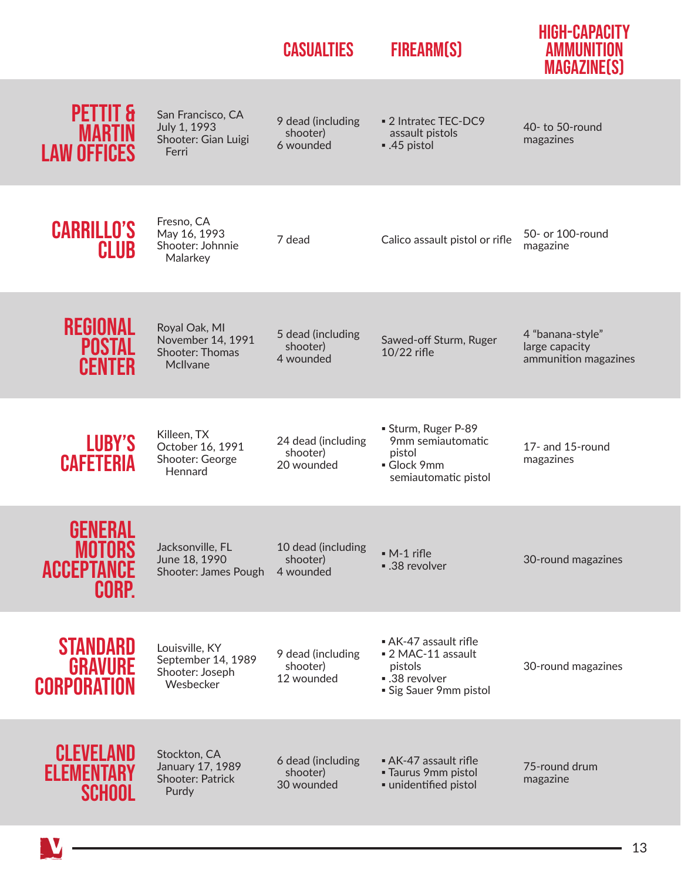| | | CASUALTIES | FIREARM(S) | HIGH-CAPACITY AMMUNITION MAGAZINE(S) |
|---|---|---|---|---|
| **PETTIT & MARTIN LAW OFFICES** | San Francisco, CA<br>July 1, 1993<br>Shooter: Gian Luigi Ferri | 9 dead (including shooter)<br>6 wounded | ▪ 2 Intratec TEC-DC9 assault pistols<br>▪ .45 pistol | 40- to 50-round magazines |
| **CARRILLO'S CLUB** | Fresno, CA<br>May 16, 1993<br>Shooter: Johnnie Malarkey | 7 dead | Calico assault pistol or rifle | 50- or 100-round magazine |
| **REGIONAL POSTAL CENTER** | Royal Oak, MI<br>November 14, 1991<br>Shooter: Thomas McIlvane | 5 dead (including shooter)<br>4 wounded | Sawed-off Sturm, Ruger 10/22 rifle | 4 "banana-style" large capacity ammunition magazines |
| **LUBY'S CAFETERIA** | Killeen, TX<br>October 16, 1991<br>Shooter: George Hennard | 24 dead (including shooter)<br>20 wounded | ▪ Sturm, Ruger P-89 9mm semiautomatic pistol<br>▪ Glock 9mm semiautomatic pistol | 17- and 15-round magazines |
| **GENERAL MOTORS ACCEPTANCE CORP.** | Jacksonville, FL<br>June 18, 1990<br>Shooter: James Pough | 10 dead (including shooter)<br>4 wounded | ▪ M-1 rifle<br>▪ .38 revolver | 30-round magazines |
| **STANDARD GRAVURE CORPORATION** | Louisville, KY<br>September 14, 1989<br>Shooter: Joseph Wesbecker | 9 dead (including shooter)<br>12 wounded | ▪ AK-47 assault rifle<br>▪ 2 MAC-11 assault pistols<br>▪ .38 revolver<br>▪ Sig Sauer 9mm pistol | 30-round magazines |
| **CLEVELAND ELEMENTARY SCHOOL** | Stockton, CA<br>January 17, 1989<br>Shooter: Patrick Purdy | 6 dead (including shooter)<br>30 wounded | ▪ AK-47 assault rifle<br>▪ Taurus 9mm pistol<br>▪ unidentified pistol | 75-round drum magazine |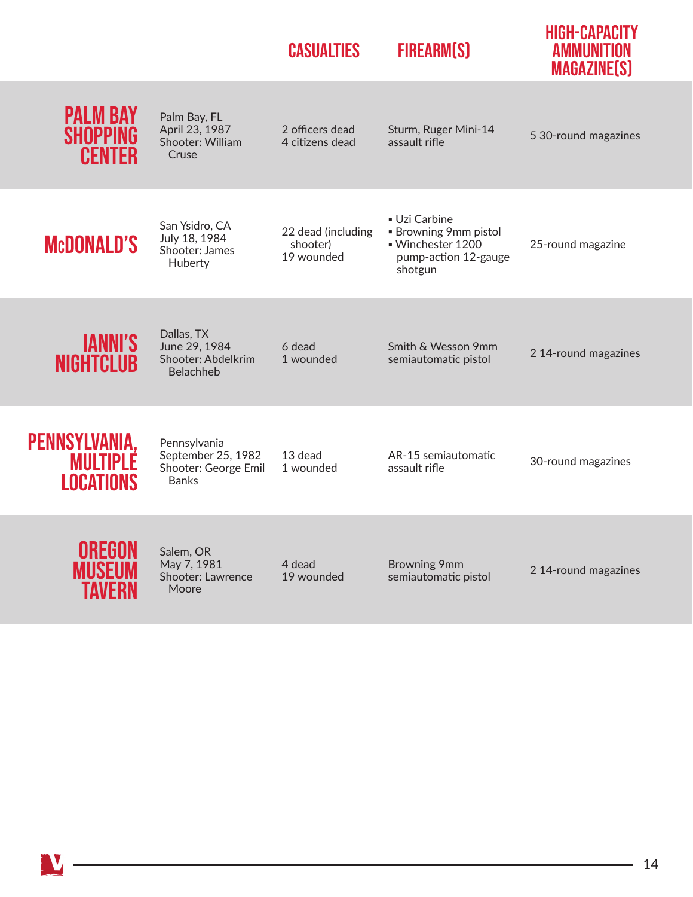| | | CASUALTIES | FIREARM(S) | HIGH-CAPACITY AMMUNITION MAGAZINE(S) |
|---|---|---|---|---|
| **PALM BAY SHOPPING CENTER** | Palm Bay, FL<br>April 23, 1987<br>Shooter: William Cruse | 2 officers dead<br>4 citizens dead | Sturm, Ruger Mini-14 assault rifle | 5 30-round magazines |
| **McDONALD'S** | San Ysidro, CA<br>July 18, 1984<br>Shooter: James Huberty | 22 dead (including shooter)<br>19 wounded | ▪ Uzi Carbine<br>▪ Browning 9mm pistol<br>▪ Winchester 1200 pump-action 12-gauge shotgun | 25-round magazine |
| **IANNI'S NIGHTCLUB** | Dallas, TX<br>June 29, 1984<br>Shooter: Abdelkrim Belachheb | 6 dead<br>1 wounded | Smith & Wesson 9mm semiautomatic pistol | 2 14-round magazines |
| **PENNSYLVANIA, MULTIPLE LOCATIONS** | Pennsylvania<br>September 25, 1982<br>Shooter: George Emil Banks | 13 dead<br>1 wounded | AR-15 semiautomatic assault rifle | 30-round magazines |
| **OREGON MUSEUM TAVERN** | Salem, OR<br>May 7, 1981<br>Shooter: Lawrence Moore | 4 dead<br>19 wounded | Browning 9mm semiautomatic pistol | 2 14-round magazines |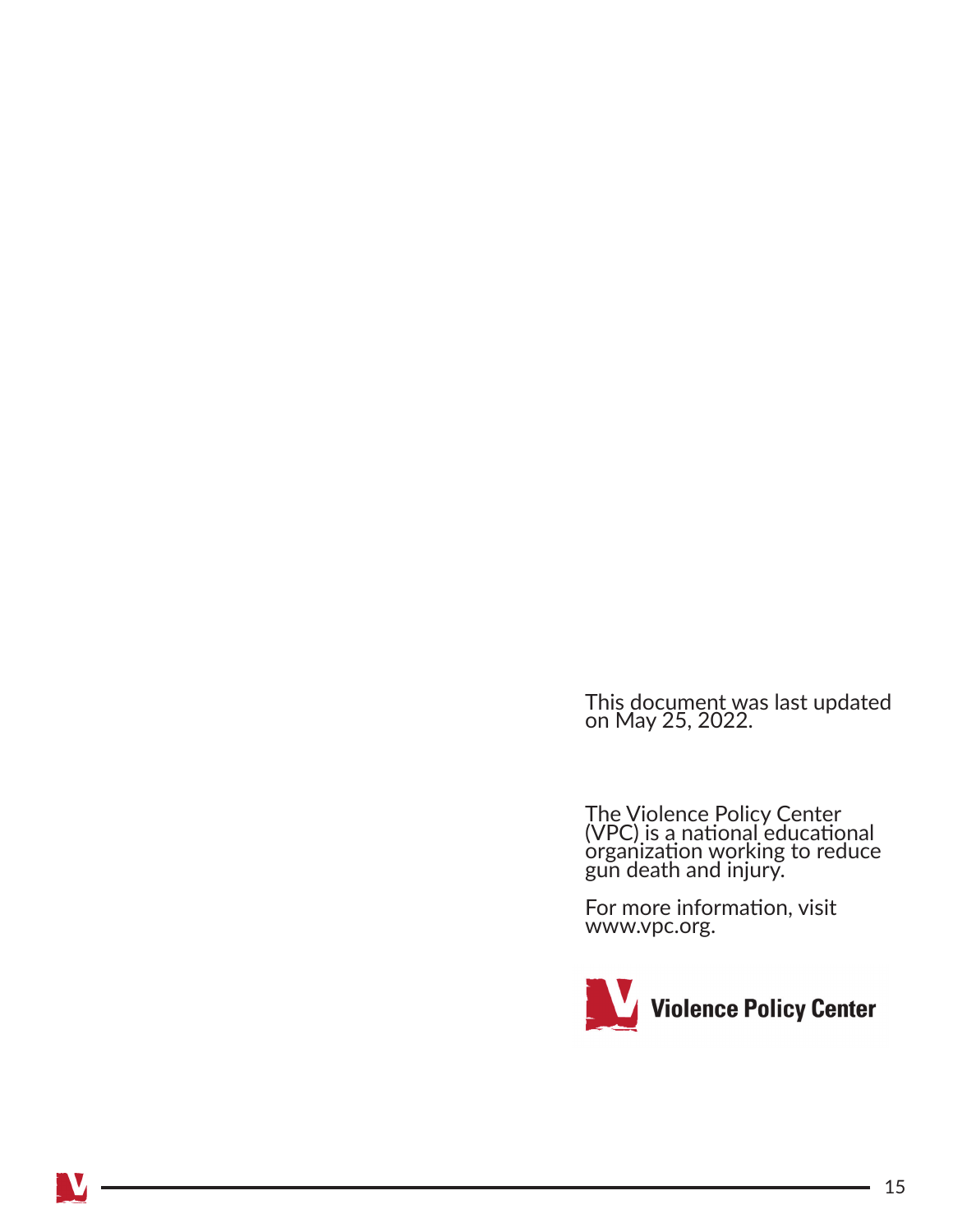This document was last updated on May 25, 2022.

The Violence Policy Center (VPC) is a national educational organization working to reduce gun death and injury.

For more information, visit www.vpc.org.

**Violence Policy Center**